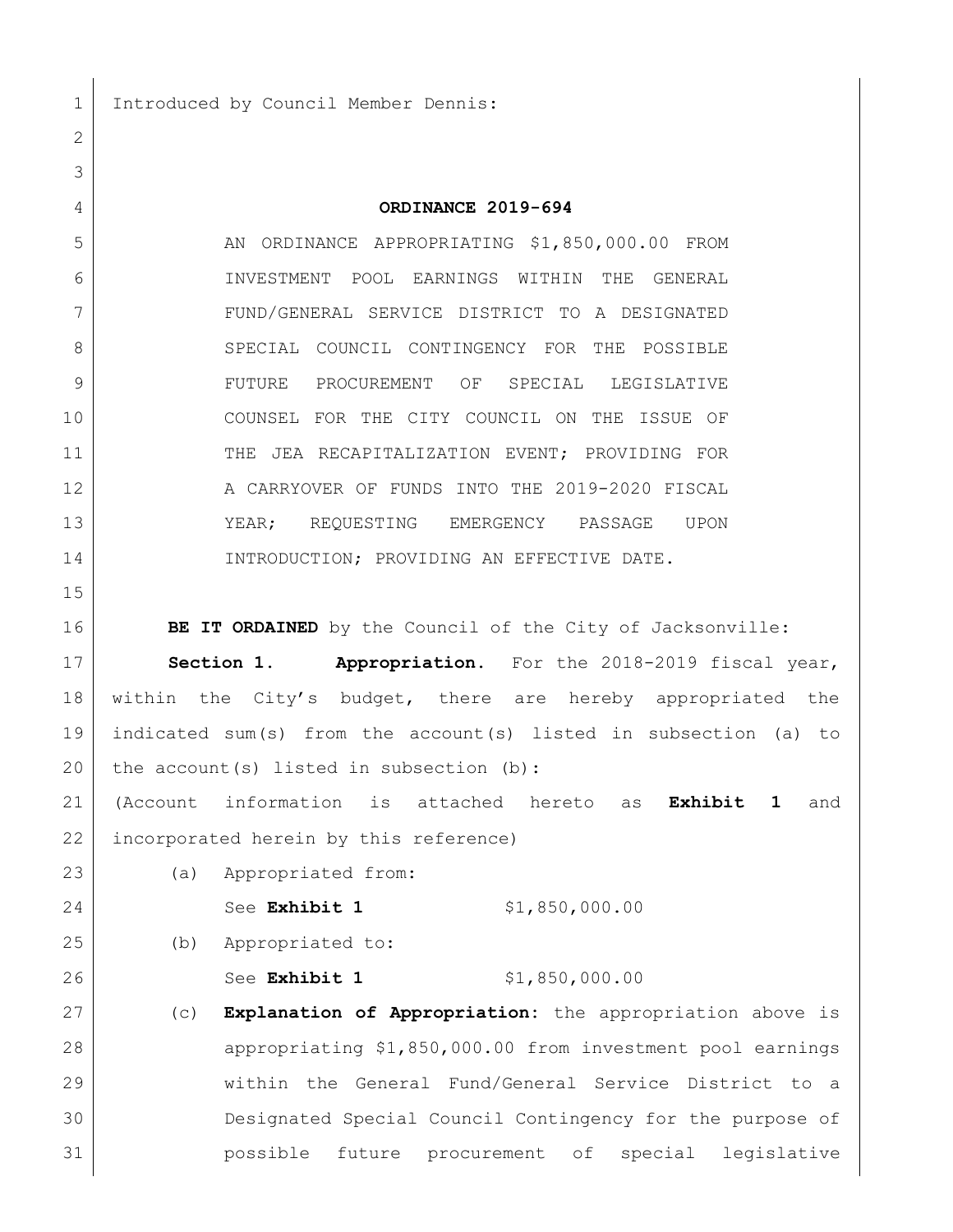Introduced by Council Member Dennis:

**ORDINANCE 2019-694**

AN ORDINANCE APPROPRIATING $1,850,000.00 FROM INVESTMENT POOL EARNINGS WITHIN THE GENERAL FUND/GENERAL SERVICE DISTRICT TO A DESIGNATED SPECIAL COUNCIL CONTINGENCY FOR THE POSSIBLE FUTURE PROCUREMENT OF SPECIAL LEGISLATIVE COUNSEL FOR THE CITY COUNCIL ON THE ISSUE OF THE JEA RECAPITALIZATION EVENT; PROVIDING FOR A CARRYOVER OF FUNDS INTO THE 2019-2020 FISCAL YEAR; REQUESTING EMERGENCY PASSAGE UPON INTRODUCTION; PROVIDING AN EFFECTIVE DATE.

**BE IT ORDAINED** by the Council of the City of Jacksonville:

**Section 1. Appropriation.** For the 2018-2019 fiscal year, within the City's budget, there are hereby appropriated the indicated sum(s) from the account(s) listed in subsection (a) to the account(s) listed in subsection (b):

(Account information is attached hereto as **Exhibit 1** and incorporated herein by this reference)

(a) Appropriated from:

See **Exhibit 1** $1,850,000.00

(b) Appropriated to:

See **Exhibit 1** $1,850,000.00

(c) **Explanation of Appropriation:** the appropriation above is appropriating $1,850,000.00 from investment pool earnings within the General Fund/General Service District to a Designated Special Council Contingency for the purpose of possible future procurement of special legislative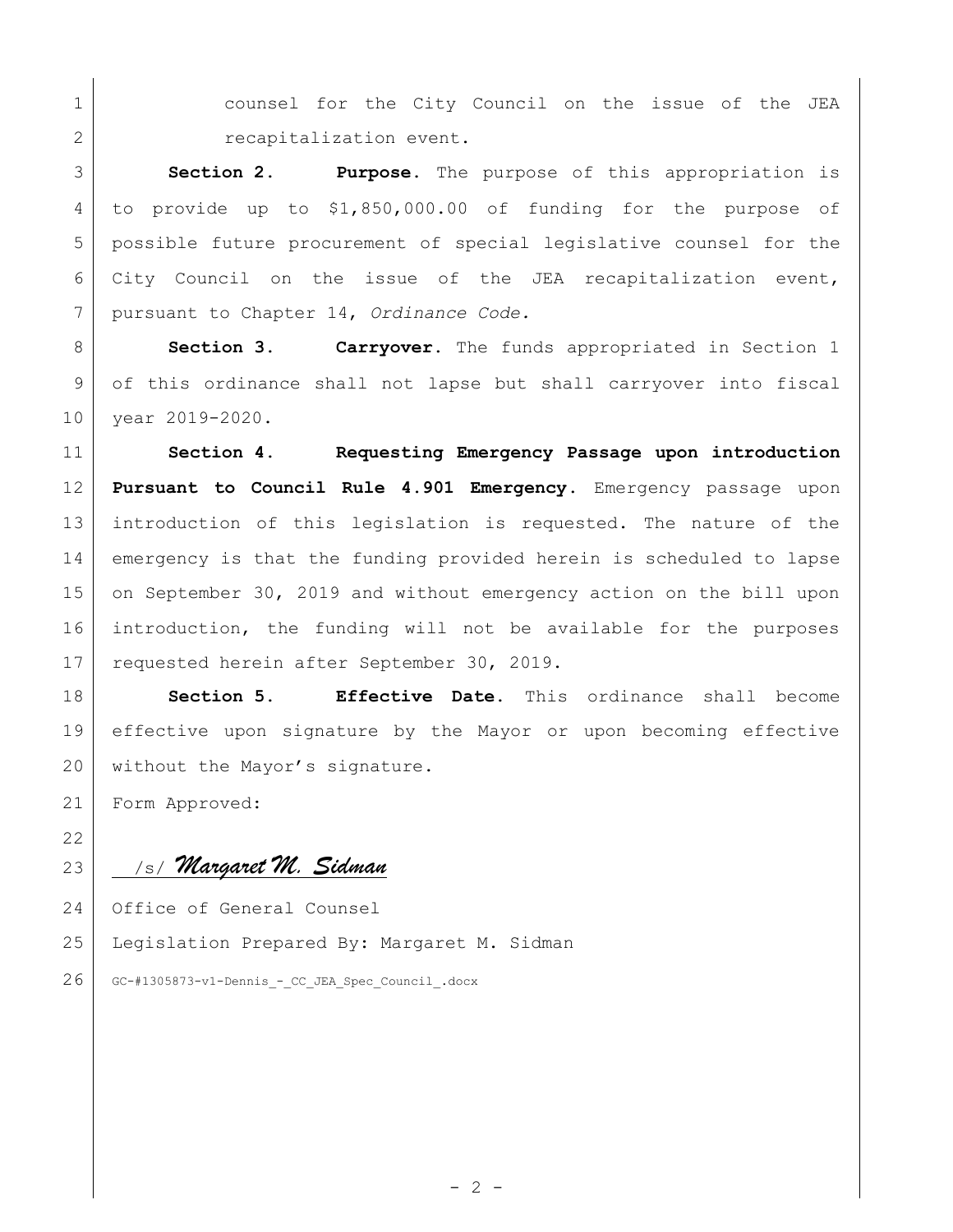counsel for the City Council on the issue of the JEA recapitalization event.

**Section 2. Purpose.** The purpose of this appropriation is to provide up to $1,850,000.00 of funding for the purpose of possible future procurement of special legislative counsel for the City Council on the issue of the JEA recapitalization event, pursuant to Chapter 14, *Ordinance Code.*

**Section 3. Carryover.** The funds appropriated in Section 1 of this ordinance shall not lapse but shall carryover into fiscal year 2019-2020.

**Section 4. Requesting Emergency Passage upon introduction Pursuant to Council Rule 4.901 Emergency.** Emergency passage upon introduction of this legislation is requested. The nature of the emergency is that the funding provided herein is scheduled to lapse on September 30, 2019 and without emergency action on the bill upon introduction, the funding will not be available for the purposes requested herein after September 30, 2019.

**Section 5. Effective Date.** This ordinance shall become effective upon signature by the Mayor or upon becoming effective without the Mayor's signature.

Form Approved:

/s/ *Margaret M. Sidman*

Office of General Counsel

Legislation Prepared By: Margaret M. Sidman

GC-#1305873-v1-Dennis_-_CC_JEA_Spec_Council_.docx